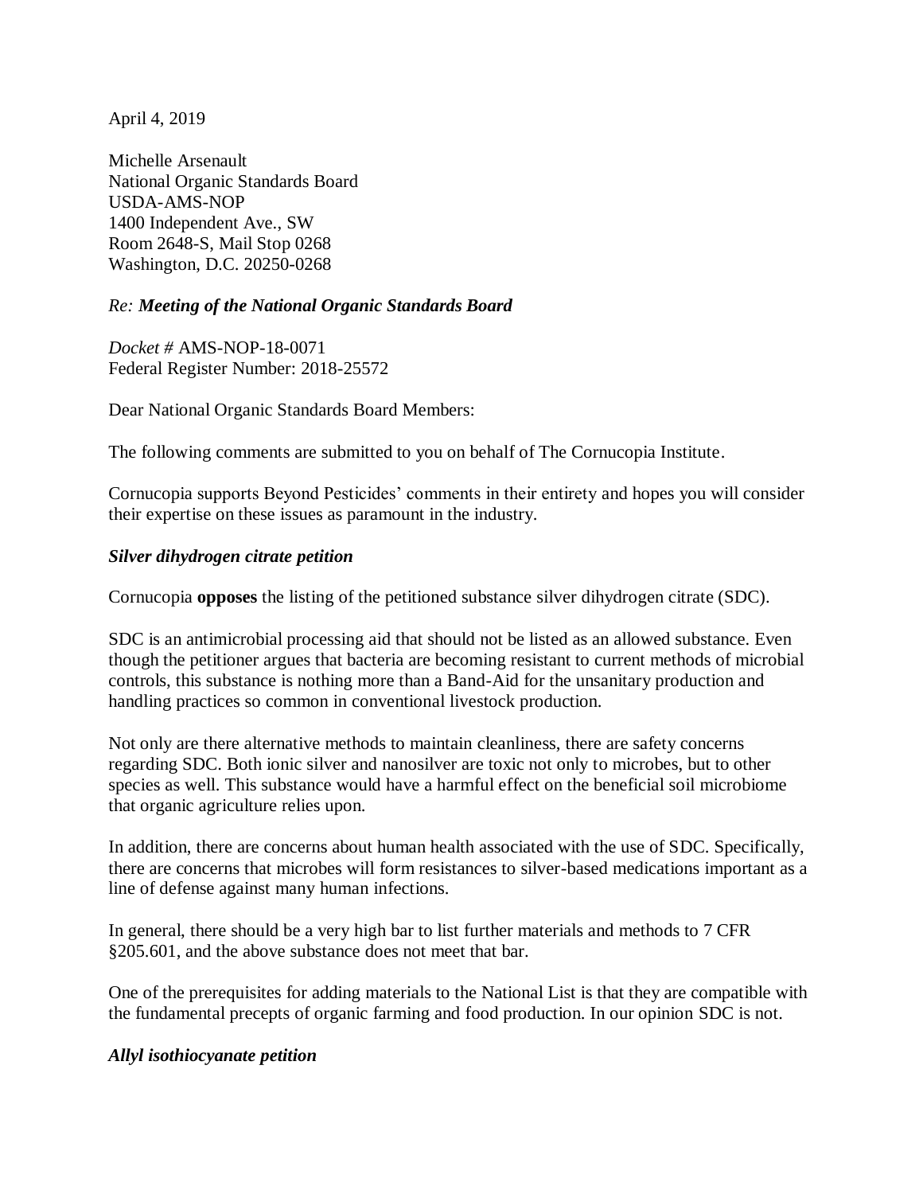April 4, 2019

Michelle Arsenault
National Organic Standards Board
USDA-AMS-NOP
1400 Independent Ave., SW
Room 2648-S, Mail Stop 0268
Washington, D.C. 20250-0268

*Re: **Meeting of the National Organic Standards Board***

*Docket #* AMS-NOP-18-0071
Federal Register Number: 2018-25572

Dear National Organic Standards Board Members:

The following comments are submitted to you on behalf of The Cornucopia Institute.

Cornucopia supports Beyond Pesticides' comments in their entirety and hopes you will consider their expertise on these issues as paramount in the industry.

***Silver dihydrogen citrate petition***

Cornucopia **opposes** the listing of the petitioned substance silver dihydrogen citrate (SDC).

SDC is an antimicrobial processing aid that should not be listed as an allowed substance. Even though the petitioner argues that bacteria are becoming resistant to current methods of microbial controls, this substance is nothing more than a Band-Aid for the unsanitary production and handling practices so common in conventional livestock production.

Not only are there alternative methods to maintain cleanliness, there are safety concerns regarding SDC. Both ionic silver and nanosilver are toxic not only to microbes, but to other species as well. This substance would have a harmful effect on the beneficial soil microbiome that organic agriculture relies upon.

In addition, there are concerns about human health associated with the use of SDC. Specifically, there are concerns that microbes will form resistances to silver-based medications important as a line of defense against many human infections.

In general, there should be a very high bar to list further materials and methods to 7 CFR §205.601, and the above substance does not meet that bar.

One of the prerequisites for adding materials to the National List is that they are compatible with the fundamental precepts of organic farming and food production. In our opinion SDC is not.

***Allyl isothiocyanate petition***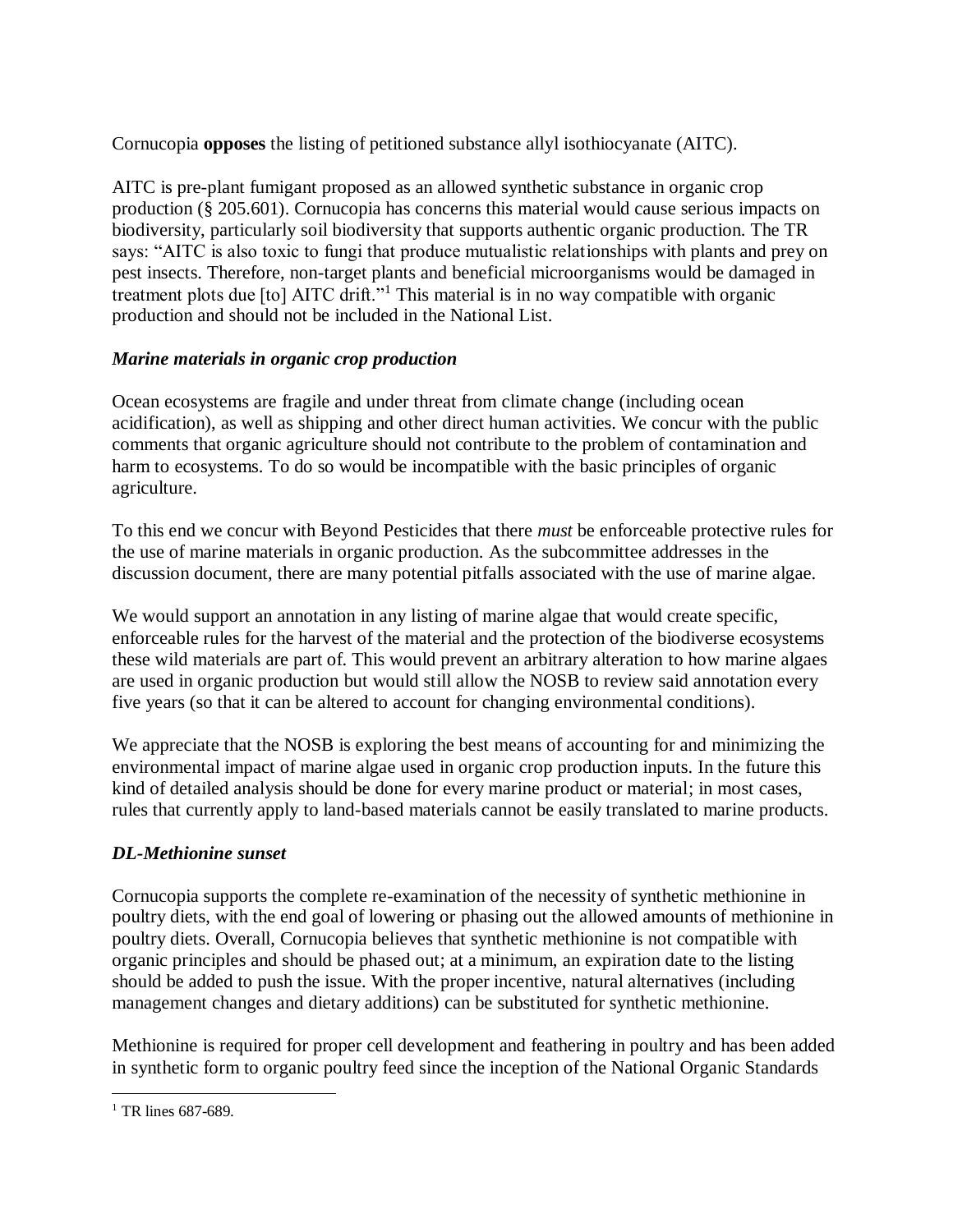Cornucopia **opposes** the listing of petitioned substance allyl isothiocyanate (AITC).

AITC is pre-plant fumigant proposed as an allowed synthetic substance in organic crop production (§ 205.601). Cornucopia has concerns this material would cause serious impacts on biodiversity, particularly soil biodiversity that supports authentic organic production. The TR says: "AITC is also toxic to fungi that produce mutualistic relationships with plants and prey on pest insects. Therefore, non-target plants and beneficial microorganisms would be damaged in treatment plots due [to] AITC drift."[1] This material is in no way compatible with organic production and should not be included in the National List.

### *Marine materials in organic crop production*

Ocean ecosystems are fragile and under threat from climate change (including ocean acidification), as well as shipping and other direct human activities. We concur with the public comments that organic agriculture should not contribute to the problem of contamination and harm to ecosystems. To do so would be incompatible with the basic principles of organic agriculture.

To this end we concur with Beyond Pesticides that there *must* be enforceable protective rules for the use of marine materials in organic production. As the subcommittee addresses in the discussion document, there are many potential pitfalls associated with the use of marine algae.

We would support an annotation in any listing of marine algae that would create specific, enforceable rules for the harvest of the material and the protection of the biodiverse ecosystems these wild materials are part of. This would prevent an arbitrary alteration to how marine algaes are used in organic production but would still allow the NOSB to review said annotation every five years (so that it can be altered to account for changing environmental conditions).

We appreciate that the NOSB is exploring the best means of accounting for and minimizing the environmental impact of marine algae used in organic crop production inputs. In the future this kind of detailed analysis should be done for every marine product or material; in most cases, rules that currently apply to land-based materials cannot be easily translated to marine products.

### *DL-Methionine sunset*

Cornucopia supports the complete re-examination of the necessity of synthetic methionine in poultry diets, with the end goal of lowering or phasing out the allowed amounts of methionine in poultry diets. Overall, Cornucopia believes that synthetic methionine is not compatible with organic principles and should be phased out; at a minimum, an expiration date to the listing should be added to push the issue. With the proper incentive, natural alternatives (including management changes and dietary additions) can be substituted for synthetic methionine.

Methionine is required for proper cell development and feathering in poultry and has been added in synthetic form to organic poultry feed since the inception of the National Organic Standards

---

[1] TR lines 687-689.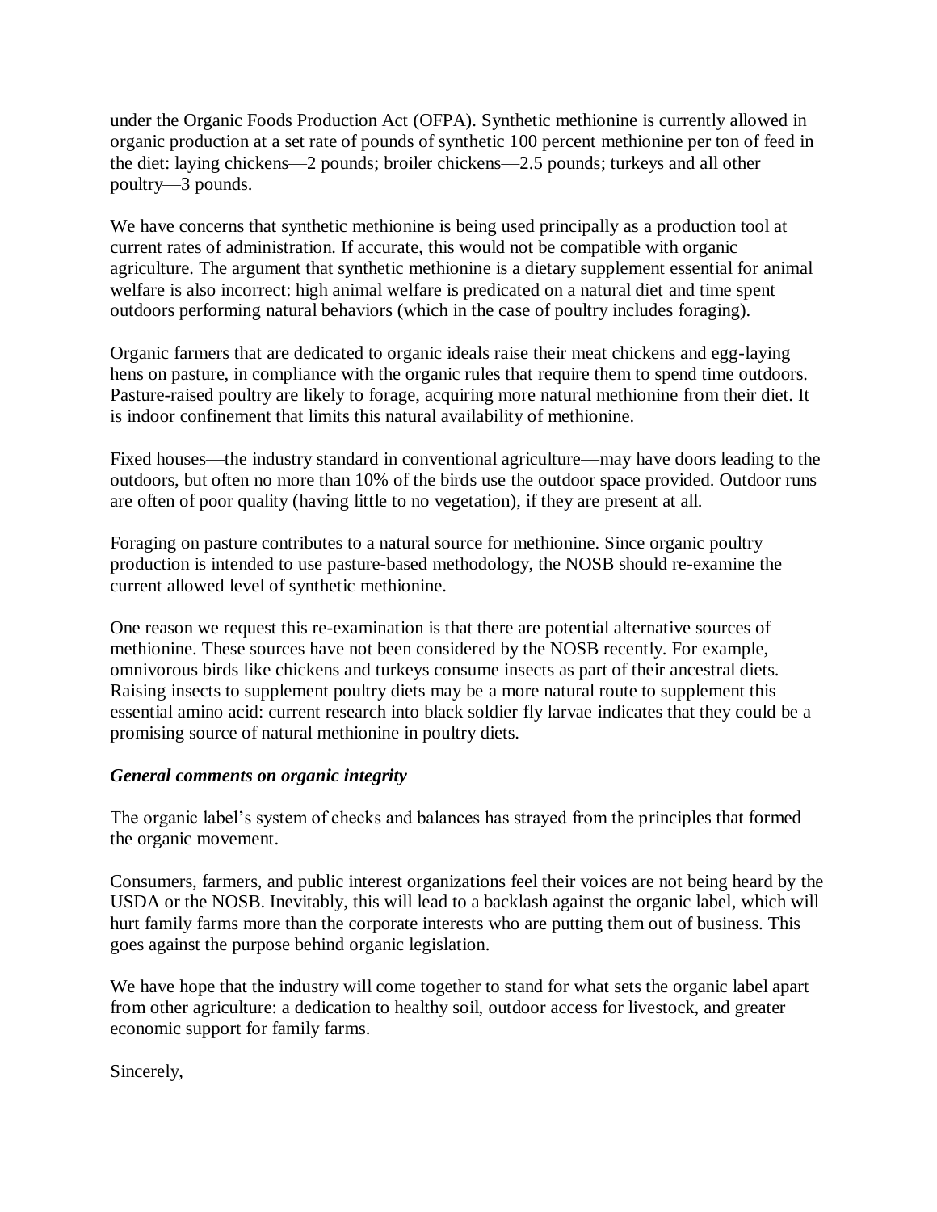under the Organic Foods Production Act (OFPA). Synthetic methionine is currently allowed in organic production at a set rate of pounds of synthetic 100 percent methionine per ton of feed in the diet: laying chickens—2 pounds; broiler chickens—2.5 pounds; turkeys and all other poultry—3 pounds.

We have concerns that synthetic methionine is being used principally as a production tool at current rates of administration. If accurate, this would not be compatible with organic agriculture. The argument that synthetic methionine is a dietary supplement essential for animal welfare is also incorrect: high animal welfare is predicated on a natural diet and time spent outdoors performing natural behaviors (which in the case of poultry includes foraging).

Organic farmers that are dedicated to organic ideals raise their meat chickens and egg-laying hens on pasture, in compliance with the organic rules that require them to spend time outdoors. Pasture-raised poultry are likely to forage, acquiring more natural methionine from their diet. It is indoor confinement that limits this natural availability of methionine.

Fixed houses—the industry standard in conventional agriculture—may have doors leading to the outdoors, but often no more than 10% of the birds use the outdoor space provided. Outdoor runs are often of poor quality (having little to no vegetation), if they are present at all.

Foraging on pasture contributes to a natural source for methionine. Since organic poultry production is intended to use pasture-based methodology, the NOSB should re-examine the current allowed level of synthetic methionine.

One reason we request this re-examination is that there are potential alternative sources of methionine. These sources have not been considered by the NOSB recently. For example, omnivorous birds like chickens and turkeys consume insects as part of their ancestral diets. Raising insects to supplement poultry diets may be a more natural route to supplement this essential amino acid: current research into black soldier fly larvae indicates that they could be a promising source of natural methionine in poultry diets.

***General comments on organic integrity***

The organic label's system of checks and balances has strayed from the principles that formed the organic movement.

Consumers, farmers, and public interest organizations feel their voices are not being heard by the USDA or the NOSB. Inevitably, this will lead to a backlash against the organic label, which will hurt family farms more than the corporate interests who are putting them out of business. This goes against the purpose behind organic legislation.

We have hope that the industry will come together to stand for what sets the organic label apart from other agriculture: a dedication to healthy soil, outdoor access for livestock, and greater economic support for family farms.

Sincerely,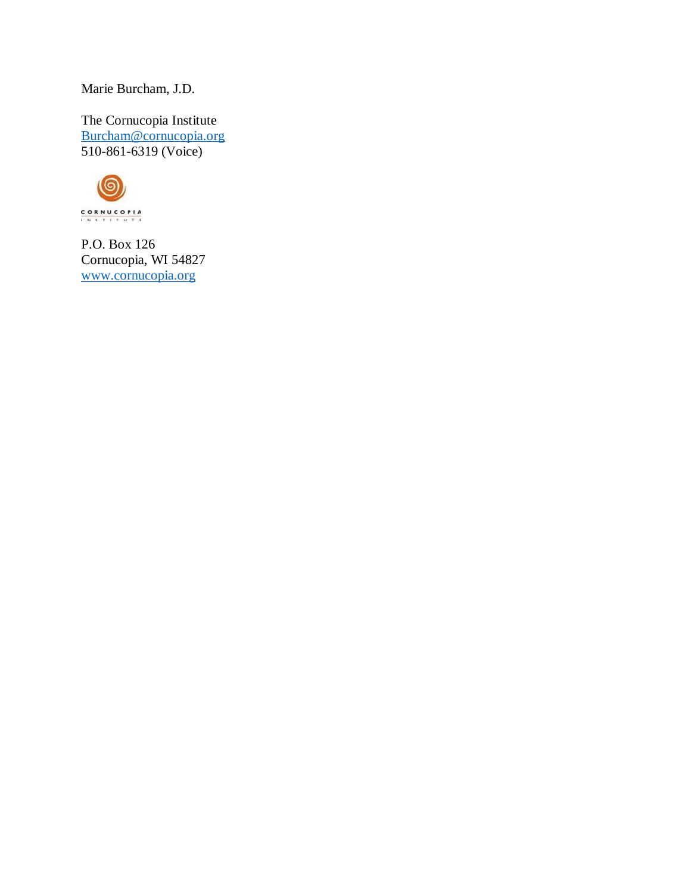Marie Burcham, J.D.

The Cornucopia Institute
Burcham@cornucopia.org
510-861-6319 (Voice)

CORNUCOPIA
INSTITUTE

P.O. Box 126
Cornucopia, WI 54827
www.cornucopia.org